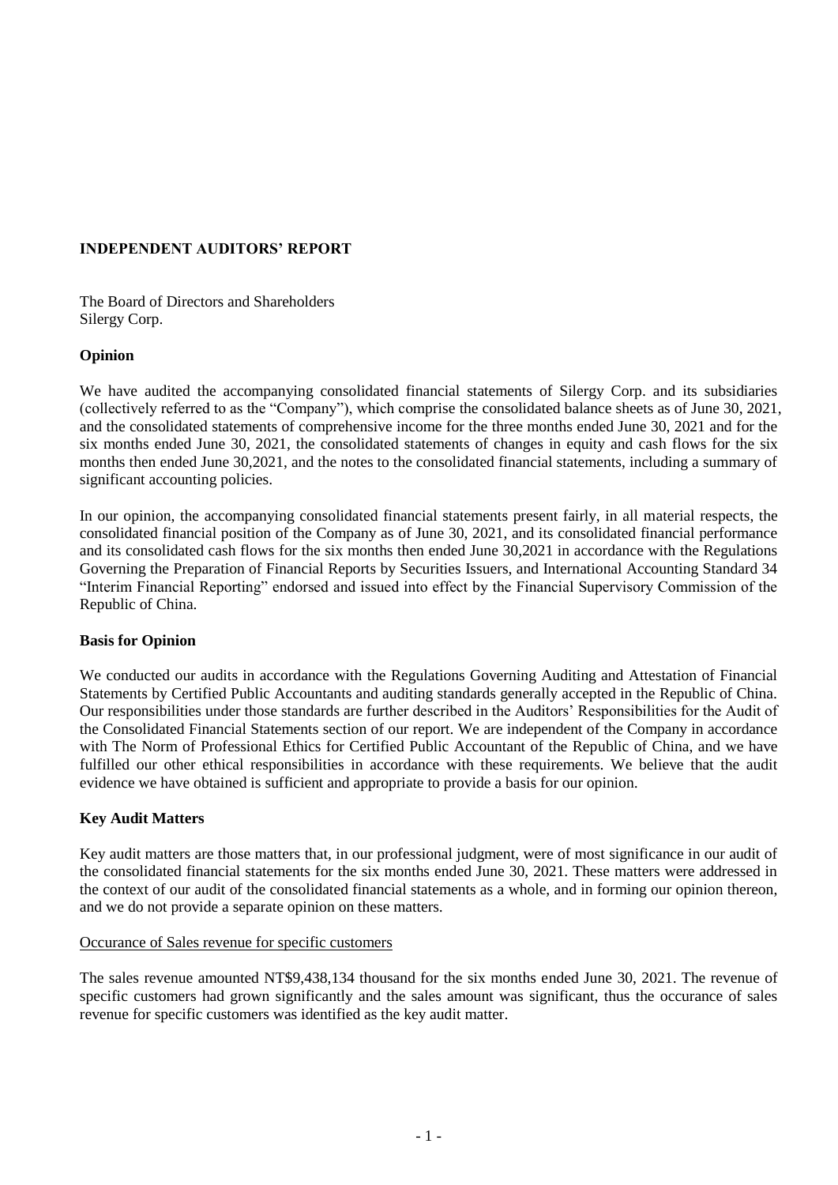## INDEPENDENT AUDITORS' REPORT

The Board of Directors and Shareholders
Silergy Corp.

### Opinion

We have audited the accompanying consolidated financial statements of Silergy Corp. and its subsidiaries (collectively referred to as the "Company"), which comprise the consolidated balance sheets as of June 30, 2021, and the consolidated statements of comprehensive income for the three months ended June 30, 2021 and for the six months ended June 30, 2021, the consolidated statements of changes in equity and cash flows for the six months then ended June 30,2021, and the notes to the consolidated financial statements, including a summary of significant accounting policies.

In our opinion, the accompanying consolidated financial statements present fairly, in all material respects, the consolidated financial position of the Company as of June 30, 2021, and its consolidated financial performance and its consolidated cash flows for the six months then ended June 30,2021 in accordance with the Regulations Governing the Preparation of Financial Reports by Securities Issuers, and International Accounting Standard 34 "Interim Financial Reporting" endorsed and issued into effect by the Financial Supervisory Commission of the Republic of China.

### Basis for Opinion

We conducted our audits in accordance with the Regulations Governing Auditing and Attestation of Financial Statements by Certified Public Accountants and auditing standards generally accepted in the Republic of China. Our responsibilities under those standards are further described in the Auditors' Responsibilities for the Audit of the Consolidated Financial Statements section of our report. We are independent of the Company in accordance with The Norm of Professional Ethics for Certified Public Accountant of the Republic of China, and we have fulfilled our other ethical responsibilities in accordance with these requirements. We believe that the audit evidence we have obtained is sufficient and appropriate to provide a basis for our opinion.

### Key Audit Matters

Key audit matters are those matters that, in our professional judgment, were of most significance in our audit of the consolidated financial statements for the six months ended June 30, 2021. These matters were addressed in the context of our audit of the consolidated financial statements as a whole, and in forming our opinion thereon, and we do not provide a separate opinion on these matters.

Occurance of Sales revenue for specific customers

The sales revenue amounted NT$9,438,134 thousand for the six months ended June 30, 2021. The revenue of specific customers had grown significantly and the sales amount was significant, thus the occurance of sales revenue for specific customers was identified as the key audit matter.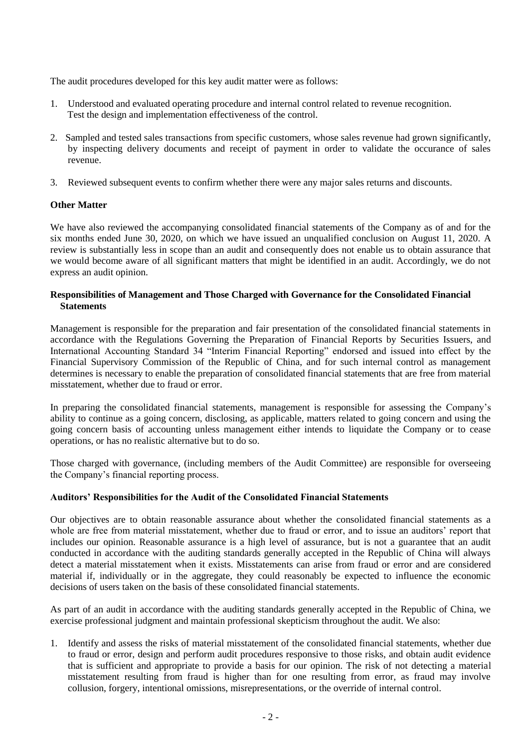The audit procedures developed for this key audit matter were as follows:

1. Understood and evaluated operating procedure and internal control related to revenue recognition. Test the design and implementation effectiveness of the control.

2. Sampled and tested sales transactions from specific customers, whose sales revenue had grown significantly, by inspecting delivery documents and receipt of payment in order to validate the occurance of sales revenue.

3. Reviewed subsequent events to confirm whether there were any major sales returns and discounts.

**Other Matter**

We have also reviewed the accompanying consolidated financial statements of the Company as of and for the six months ended June 30, 2020, on which we have issued an unqualified conclusion on August 11, 2020. A review is substantially less in scope than an audit and consequently does not enable us to obtain assurance that we would become aware of all significant matters that might be identified in an audit. Accordingly, we do not express an audit opinion.

**Responsibilities of Management and Those Charged with Governance for the Consolidated Financial Statements**

Management is responsible for the preparation and fair presentation of the consolidated financial statements in accordance with the Regulations Governing the Preparation of Financial Reports by Securities Issuers, and International Accounting Standard 34 "Interim Financial Reporting" endorsed and issued into effect by the Financial Supervisory Commission of the Republic of China, and for such internal control as management determines is necessary to enable the preparation of consolidated financial statements that are free from material misstatement, whether due to fraud or error.

In preparing the consolidated financial statements, management is responsible for assessing the Company's ability to continue as a going concern, disclosing, as applicable, matters related to going concern and using the going concern basis of accounting unless management either intends to liquidate the Company or to cease operations, or has no realistic alternative but to do so.

Those charged with governance, (including members of the Audit Committee) are responsible for overseeing the Company's financial reporting process.

**Auditors' Responsibilities for the Audit of the Consolidated Financial Statements**

Our objectives are to obtain reasonable assurance about whether the consolidated financial statements as a whole are free from material misstatement, whether due to fraud or error, and to issue an auditors' report that includes our opinion. Reasonable assurance is a high level of assurance, but is not a guarantee that an audit conducted in accordance with the auditing standards generally accepted in the Republic of China will always detect a material misstatement when it exists. Misstatements can arise from fraud or error and are considered material if, individually or in the aggregate, they could reasonably be expected to influence the economic decisions of users taken on the basis of these consolidated financial statements.

As part of an audit in accordance with the auditing standards generally accepted in the Republic of China, we exercise professional judgment and maintain professional skepticism throughout the audit. We also:

1. Identify and assess the risks of material misstatement of the consolidated financial statements, whether due to fraud or error, design and perform audit procedures responsive to those risks, and obtain audit evidence that is sufficient and appropriate to provide a basis for our opinion. The risk of not detecting a material misstatement resulting from fraud is higher than for one resulting from error, as fraud may involve collusion, forgery, intentional omissions, misrepresentations, or the override of internal control.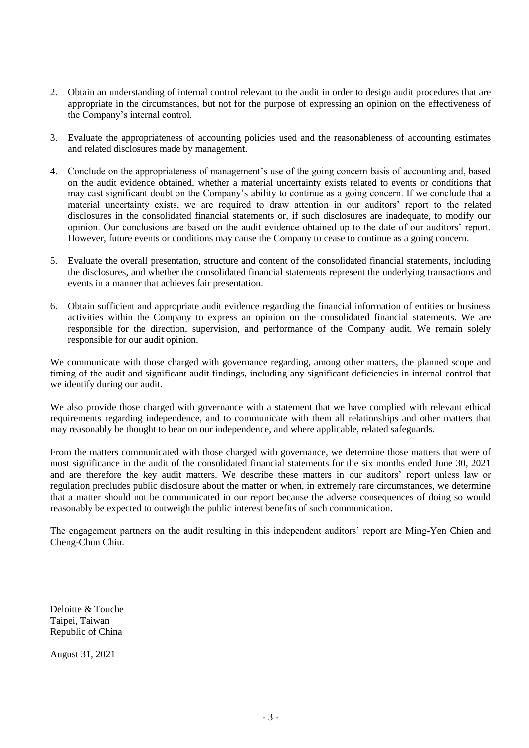2. Obtain an understanding of internal control relevant to the audit in order to design audit procedures that are appropriate in the circumstances, but not for the purpose of expressing an opinion on the effectiveness of the Company's internal control.

3. Evaluate the appropriateness of accounting policies used and the reasonableness of accounting estimates and related disclosures made by management.

4. Conclude on the appropriateness of management's use of the going concern basis of accounting and, based on the audit evidence obtained, whether a material uncertainty exists related to events or conditions that may cast significant doubt on the Company's ability to continue as a going concern. If we conclude that a material uncertainty exists, we are required to draw attention in our auditors' report to the related disclosures in the consolidated financial statements or, if such disclosures are inadequate, to modify our opinion. Our conclusions are based on the audit evidence obtained up to the date of our auditors' report. However, future events or conditions may cause the Company to cease to continue as a going concern.

5. Evaluate the overall presentation, structure and content of the consolidated financial statements, including the disclosures, and whether the consolidated financial statements represent the underlying transactions and events in a manner that achieves fair presentation.

6. Obtain sufficient and appropriate audit evidence regarding the financial information of entities or business activities within the Company to express an opinion on the consolidated financial statements. We are responsible for the direction, supervision, and performance of the Company audit. We remain solely responsible for our audit opinion.

We communicate with those charged with governance regarding, among other matters, the planned scope and timing of the audit and significant audit findings, including any significant deficiencies in internal control that we identify during our audit.

We also provide those charged with governance with a statement that we have complied with relevant ethical requirements regarding independence, and to communicate with them all relationships and other matters that may reasonably be thought to bear on our independence, and where applicable, related safeguards.

From the matters communicated with those charged with governance, we determine those matters that were of most significance in the audit of the consolidated financial statements for the six months ended June 30, 2021 and are therefore the key audit matters. We describe these matters in our auditors' report unless law or regulation precludes public disclosure about the matter or when, in extremely rare circumstances, we determine that a matter should not be communicated in our report because the adverse consequences of doing so would reasonably be expected to outweigh the public interest benefits of such communication.

The engagement partners on the audit resulting in this independent auditors' report are Ming-Yen Chien and Cheng-Chun Chiu.

Deloitte & Touche
Taipei, Taiwan
Republic of China

August 31, 2021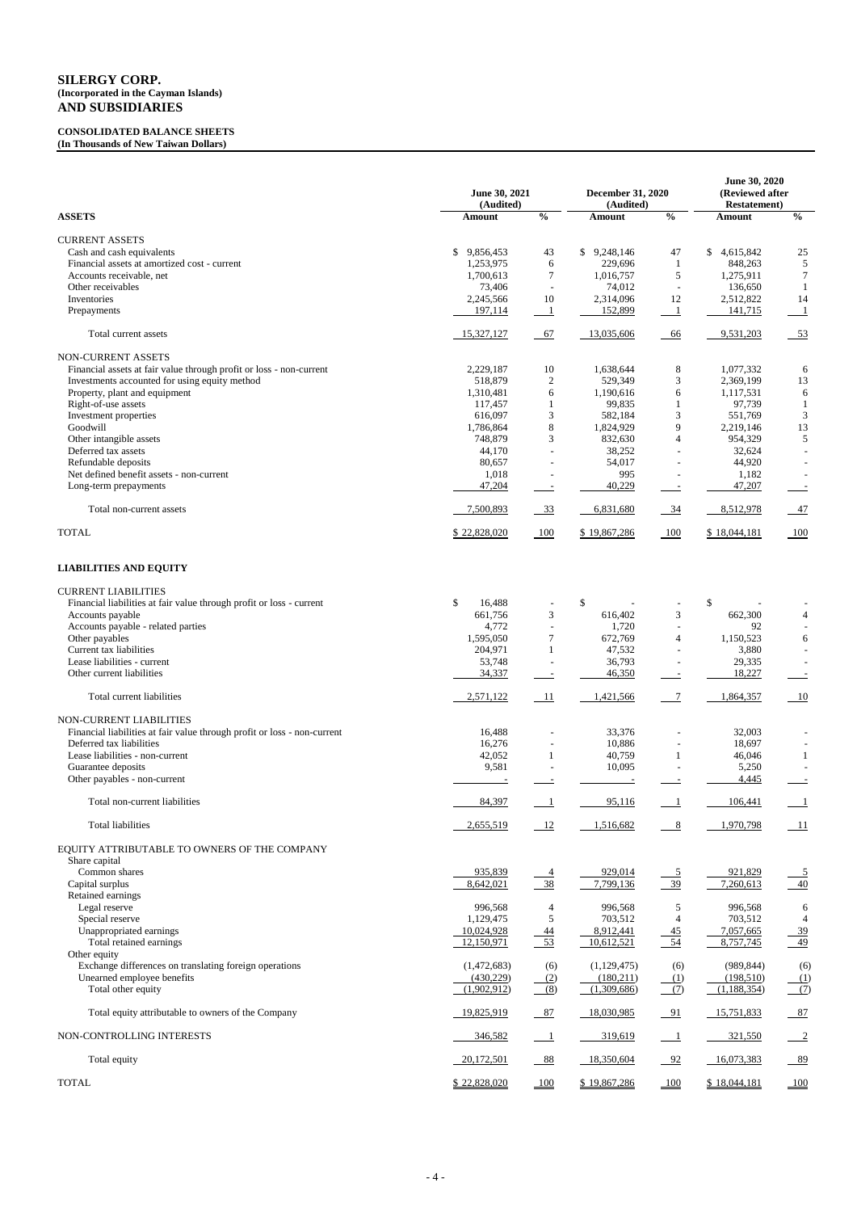# SILERGY CORP.
**(Incorporated in the Cayman Islands)**
**AND SUBSIDIARIES**

**CONSOLIDATED BALANCE SHEETS**
**(In Thousands of New Taiwan Dollars)**

| ASSETS | June 30, 2021 (Audited) Amount | % | December 31, 2020 (Audited) Amount | % | June 30, 2020 (Reviewed after Restatement) Amount | % |
|---|---|---|---|---|---|---|
| CURRENT ASSETS | | | | | | |
| Cash and cash equivalents | $ 9,856,453 | 43 | $ 9,248,146 | 47 | $ 4,615,842 | 25 |
| Financial assets at amortized cost - current | 1,253,975 | 6 | 229,696 | 1 | 848,263 | 5 |
| Accounts receivable, net | 1,700,613 | 7 | 1,016,757 | 5 | 1,275,911 | 7 |
| Other receivables | 73,406 | - | 74,012 | - | 136,650 | 1 |
| Inventories | 2,245,566 | 10 | 2,314,096 | 12 | 2,512,822 | 14 |
| Prepayments | 197,114 | 1 | 152,899 | 1 | 141,715 | 1 |
| Total current assets | 15,327,127 | 67 | 13,035,606 | 66 | 9,531,203 | 53 |
| NON-CURRENT ASSETS | | | | | | |
| Financial assets at fair value through profit or loss - non-current | 2,229,187 | 10 | 1,638,644 | 8 | 1,077,332 | 6 |
| Investments accounted for using equity method | 518,879 | 2 | 529,349 | 3 | 2,369,199 | 13 |
| Property, plant and equipment | 1,310,481 | 6 | 1,190,616 | 6 | 1,117,531 | 6 |
| Right-of-use assets | 117,457 | 1 | 99,835 | 1 | 97,739 | 1 |
| Investment properties | 616,097 | 3 | 582,184 | 3 | 551,769 | 3 |
| Goodwill | 1,786,864 | 8 | 1,824,929 | 9 | 2,219,146 | 13 |
| Other intangible assets | 748,879 | 3 | 832,630 | 4 | 954,329 | 5 |
| Deferred tax assets | 44,170 | - | 38,252 | - | 32,624 | - |
| Refundable deposits | 80,657 | - | 54,017 | - | 44,920 | - |
| Net defined benefit assets - non-current | 1,018 | - | 995 | - | 1,182 | - |
| Long-term prepayments | 47,204 | - | 40,229 | - | 47,207 | - |
| Total non-current assets | 7,500,893 | 33 | 6,831,680 | 34 | 8,512,978 | 47 |
| TOTAL | $ 22,828,020 | 100 | $ 19,867,286 | 100 | $ 18,044,181 | 100 |
| **LIABILITIES AND EQUITY** | | | | | | |
| CURRENT LIABILITIES | | | | | | |
| Financial liabilities at fair value through profit or loss - current | $ 16,488 | - | $ - | - | $ - | - |
| Accounts payable | 661,756 | 3 | 616,402 | 3 | 662,300 | 4 |
| Accounts payable - related parties | 4,772 | - | 1,720 | - | 92 | - |
| Other payables | 1,595,050 | 7 | 672,769 | 4 | 1,150,523 | 6 |
| Current tax liabilities | 204,971 | 1 | 47,532 | - | 3,880 | - |
| Lease liabilities - current | 53,748 | - | 36,793 | - | 29,335 | - |
| Other current liabilities | 34,337 | - | 46,350 | - | 18,227 | - |
| Total current liabilities | 2,571,122 | 11 | 1,421,566 | 7 | 1,864,357 | 10 |
| NON-CURRENT LIABILITIES | | | | | | |
| Financial liabilities at fair value through profit or loss - non-current | 16,488 | - | 33,376 | - | 32,003 | - |
| Deferred tax liabilities | 16,276 | - | 10,886 | - | 18,697 | - |
| Lease liabilities - non-current | 42,052 | 1 | 40,759 | 1 | 46,046 | 1 |
| Guarantee deposits | 9,581 | - | 10,095 | - | 5,250 | - |
| Other payables - non-current | - | - | - | - | 4,445 | - |
| Total non-current liabilities | 84,397 | 1 | 95,116 | 1 | 106,441 | 1 |
| Total liabilities | 2,655,519 | 12 | 1,516,682 | 8 | 1,970,798 | 11 |
| EQUITY ATTRIBUTABLE TO OWNERS OF THE COMPANY | | | | | | |
| Share capital | | | | | | |
| Common shares | 935,839 | 4 | 929,014 | 5 | 921,829 | 5 |
| Capital surplus | 8,642,021 | 38 | 7,799,136 | 39 | 7,260,613 | 40 |
| Retained earnings | | | | | | |
| Legal reserve | 996,568 | 4 | 996,568 | 5 | 996,568 | 6 |
| Special reserve | 1,129,475 | 5 | 703,512 | 4 | 703,512 | 4 |
| Unappropriated earnings | 10,024,928 | 44 | 8,912,441 | 45 | 7,057,665 | 39 |
| Total retained earnings | 12,150,971 | 53 | 10,612,521 | 54 | 8,757,745 | 49 |
| Other equity | | | | | | |
| Exchange differences on translating foreign operations | (1,472,683) | (6) | (1,129,475) | (6) | (989,844) | (6) |
| Unearned employee benefits | (430,229) | (2) | (180,211) | (1) | (198,510) | (1) |
| Total other equity | (1,902,912) | (8) | (1,309,686) | (7) | (1,188,354) | (7) |
| Total equity attributable to owners of the Company | 19,825,919 | 87 | 18,030,985 | 91 | 15,751,833 | 87 |
| NON-CONTROLLING INTERESTS | 346,582 | 1 | 319,619 | 1 | 321,550 | 2 |
| Total equity | 20,172,501 | 88 | 18,350,604 | 92 | 16,073,383 | 89 |
| TOTAL | $ 22,828,020 | 100 | $ 19,867,286 | 100 | $ 18,044,181 | 100 |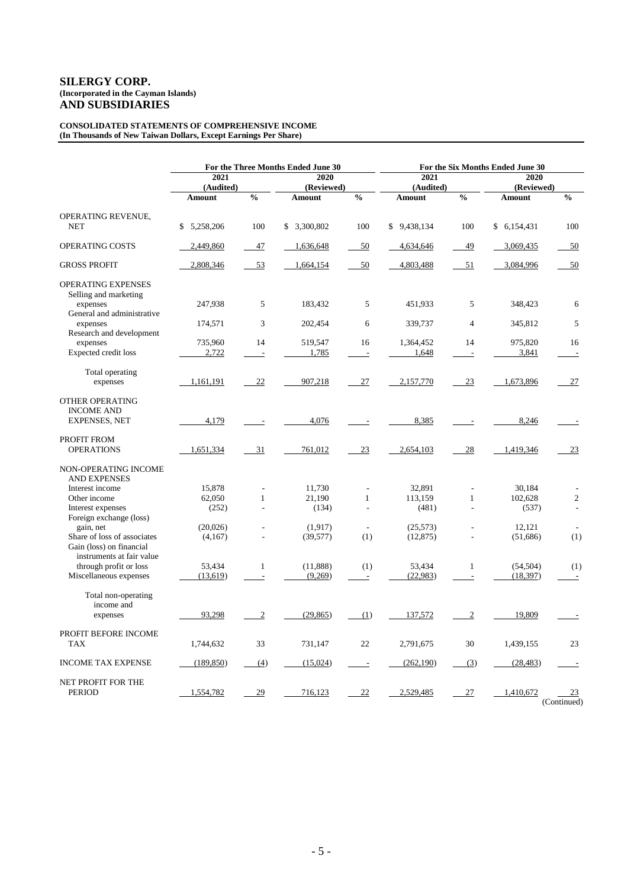# SILERGY CORP.
**(Incorporated in the Cayman Islands)**
## AND SUBSIDIARIES

**CONSOLIDATED STATEMENTS OF COMPREHENSIVE INCOME**
**(In Thousands of New Taiwan Dollars, Except Earnings Per Share)**

| | For the Three Months Ended June 30 | | | | For the Six Months Ended June 30 | | | |
|---|---|---|---|---|---|---|---|---|
| | 2021 (Audited) | | 2020 (Reviewed) | | 2021 (Audited) | | 2020 (Reviewed) | |
| | **Amount** | **%** | **Amount** | **%** | **Amount** | **%** | **Amount** | **%** |
| OPERATING REVENUE, NET | $ 5,258,206 | 100 | $ 3,300,802 | 100 | $ 9,438,134 | 100 | $ 6,154,431 | 100 |
| OPERATING COSTS | 2,449,860 | 47 | 1,636,648 | 50 | 4,634,646 | 49 | 3,069,435 | 50 |
| GROSS PROFIT | 2,808,346 | 53 | 1,664,154 | 50 | 4,803,488 | 51 | 3,084,996 | 50 |
| OPERATING EXPENSES | | | | | | | | |
| Selling and marketing expenses | 247,938 | 5 | 183,432 | 5 | 451,933 | 5 | 348,423 | 6 |
| General and administrative expenses | 174,571 | 3 | 202,454 | 6 | 339,737 | 4 | 345,812 | 5 |
| Research and development expenses | 735,960 | 14 | 519,547 | 16 | 1,364,452 | 14 | 975,820 | 16 |
| Expected credit loss | 2,722 | - | 1,785 | - | 1,648 | - | 3,841 | - |
| Total operating expenses | 1,161,191 | 22 | 907,218 | 27 | 2,157,770 | 23 | 1,673,896 | 27 |
| OTHER OPERATING INCOME AND EXPENSES, NET | 4,179 | - | 4,076 | - | 8,385 | - | 8,246 | - |
| PROFIT FROM OPERATIONS | 1,651,334 | 31 | 761,012 | 23 | 2,654,103 | 28 | 1,419,346 | 23 |
| NON-OPERATING INCOME AND EXPENSES | | | | | | | | |
| Interest income | 15,878 | - | 11,730 | - | 32,891 | - | 30,184 | - |
| Other income | 62,050 | 1 | 21,190 | 1 | 113,159 | 1 | 102,628 | 2 |
| Interest expenses | (252) | - | (134) | - | (481) | - | (537) | - |
| Foreign exchange (loss) gain, net | (20,026) | - | (1,917) | - | (25,573) | - | 12,121 | - |
| Share of loss of associates | (4,167) | - | (39,577) | (1) | (12,875) | - | (51,686) | (1) |
| Gain (loss) on financial instruments at fair value through profit or loss | 53,434 | 1 | (11,888) | (1) | 53,434 | 1 | (54,504) | (1) |
| Miscellaneous expenses | (13,619) | - | (9,269) | - | (22,983) | - | (18,397) | - |
| Total non-operating income and expenses | 93,298 | 2 | (29,865) | (1) | 137,572 | 2 | 19,809 | - |
| PROFIT BEFORE INCOME TAX | 1,744,632 | 33 | 731,147 | 22 | 2,791,675 | 30 | 1,439,155 | 23 |
| INCOME TAX EXPENSE | (189,850) | (4) | (15,024) | - | (262,190) | (3) | (28,483) | - |
| NET PROFIT FOR THE PERIOD | 1,554,782 | 29 | 716,123 | 22 | 2,529,485 | 27 | 1,410,672 | 23 |

(Continued)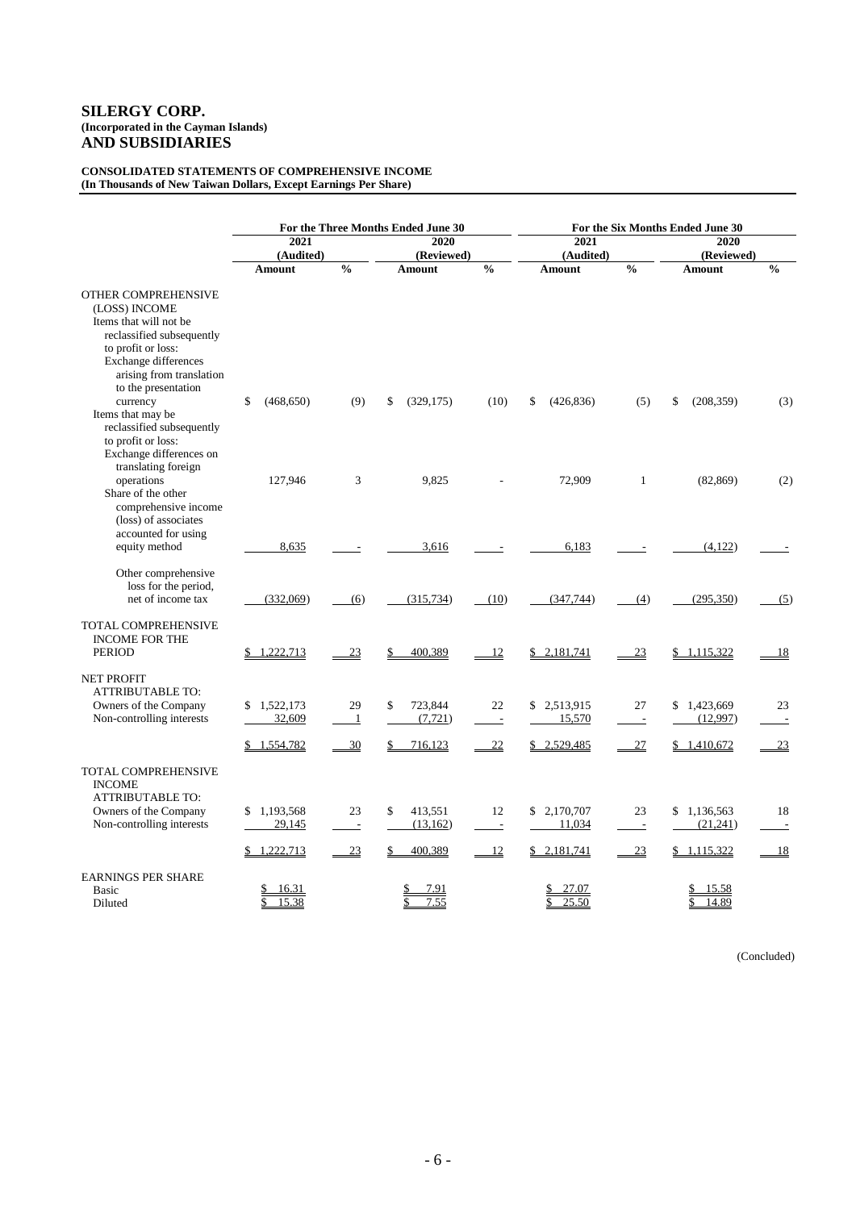# SILERGY CORP.
**(Incorporated in the Cayman Islands)**
## AND SUBSIDIARIES

**CONSOLIDATED STATEMENTS OF COMPREHENSIVE INCOME**
**(In Thousands of New Taiwan Dollars, Except Earnings Per Share)**

| | For the Three Months Ended June 30 | | | | For the Six Months Ended June 30 | | | |
|---|---|---|---|---|---|---|---|---|
| | 2021 (Audited) | | 2020 (Reviewed) | | 2021 (Audited) | | 2020 (Reviewed) | |
| | Amount | % | Amount | % | Amount | % | Amount | % |
| OTHER COMPREHENSIVE (LOSS) INCOME | | | | | | | | |
| Items that will not be reclassified subsequently to profit or loss: | | | | | | | | |
| Exchange differences arising from translation to the presentation currency | $ (468,650) | (9) | $ (329,175) | (10) | $ (426,836) | (5) | $ (208,359) | (3) |
| Items that may be reclassified subsequently to profit or loss: | | | | | | | | |
| Exchange differences on translating foreign operations | 127,946 | 3 | 9,825 | - | 72,909 | 1 | (82,869) | (2) |
| Share of the other comprehensive income (loss) of associates accounted for using equity method | 8,635 | - | 3,616 | - | 6,183 | - | (4,122) | - |
| Other comprehensive loss for the period, net of income tax | (332,069) | (6) | (315,734) | (10) | (347,744) | (4) | (295,350) | (5) |
| TOTAL COMPREHENSIVE INCOME FOR THE PERIOD | $ 1,222,713 | 23 | $ 400,389 | 12 | $ 2,181,741 | 23 | $ 1,115,322 | 18 |
| NET PROFIT ATTRIBUTABLE TO: | | | | | | | | |
| Owners of the Company | $ 1,522,173 | 29 | $ 723,844 | 22 | $ 2,513,915 | 27 | $ 1,423,669 | 23 |
| Non-controlling interests | 32,609 | 1 | (7,721) | - | 15,570 | - | (12,997) | - |
| | $ 1,554,782 | 30 | $ 716,123 | 22 | $ 2,529,485 | 27 | $ 1,410,672 | 23 |
| TOTAL COMPREHENSIVE INCOME ATTRIBUTABLE TO: | | | | | | | | |
| Owners of the Company | $ 1,193,568 | 23 | $ 413,551 | 12 | $ 2,170,707 | 23 | $ 1,136,563 | 18 |
| Non-controlling interests | 29,145 | - | (13,162) | - | 11,034 | - | (21,241) | - |
| | $ 1,222,713 | 23 | $ 400,389 | 12 | $ 2,181,741 | 23 | $ 1,115,322 | 18 |
| EARNINGS PER SHARE | | | | | | | | |
| Basic | $ 16.31 | | $ 7.91 | | $ 27.07 | | $ 15.58 | |
| Diluted | $ 15.38 | | $ 7.55 | | $ 25.50 | | $ 14.89 | |

(Concluded)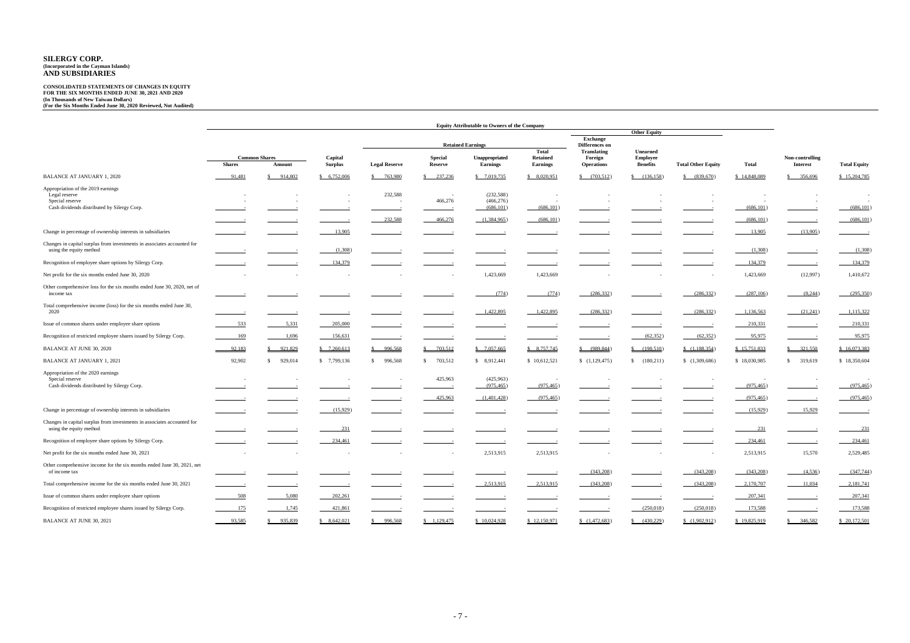**SILERGY CORP.**
**(Incorporated in the Cayman Islands)**
**AND SUBSIDIARIES**

**CONSOLIDATED STATEMENTS OF CHANGES IN EQUITY**
**FOR THE SIX MONTHS ENDED JUNE 30, 2021 AND 2020**
**(In Thousands of New Taiwan Dollars)**
**(For the Six Months Ended June 30, 2020 Reviewed, Not Audited)**

| | Equity Attributable to Owners of the Company | | | | | | | | | | | | |
|---|---|---|---|---|---|---|---|---|---|---|---|---|---|
| | | | | Retained Earnings | | | | Other Equity | | | | | |
| | Common Shares | | Capital Surplus | Legal Reserve | Special Reserve | Unappropriated Earnings | Total Retained Earnings | Exchange Differences on Translating Foreign Operations | Unearned Employee Benefits | Total Other Equity | Total | Non-controlling Interest | Total Equity |
| | Shares | Amount | | | | | | | | | | | |
| BALANCE AT JANUARY 1, 2020 | 91,481 | $ 914,802 | $ 6,752,006 | $ 763,980 | $ 237,236 | $ 7,019,735 | $ 8,020,951 | $ (703,512) | $ (136,158) | $ (839,670) | $ 14,848,089 | $ 356,696 | $ 15,204,785 |
| Appropriation of the 2019 earnings | | | | | | | | | | | | | |
| Legal reserve | - | - | - | 232,588 | - | (232,588) | - | - | - | - | - | - | - |
| Special reserve | - | - | - | - | 466,276 | (466,276) | - | - | - | - | - | - | - |
| Cash dividends distributed by Silergy Corp. | - | - | - | - | - | (686,101) | (686,101) | - | - | - | (686,101) | - | (686,101) |
| | - | - | - | 232,588 | 466,276 | (1,384,965) | (686,101) | - | - | - | (686,101) | - | (686,101) |
| Change in percentage of ownership interests in subsidiaries | - | - | 13,905 | - | - | - | - | - | - | - | 13,905 | (13,905) | - |
| Changes in capital surplus from investments in associates accounted for using the equity method | - | - | (1,308) | - | - | - | - | - | - | - | (1,308) | - | (1,308) |
| Recognition of employee share options by Silergy Corp. | - | - | 134,379 | - | - | - | - | - | - | - | 134,379 | - | 134,379 |
| Net profit for the six months ended June 30, 2020 | - | - | - | - | - | 1,423,669 | 1,423,669 | - | - | - | 1,423,669 | (12,997) | 1,410,672 |
| Other comprehensive loss for the six months ended June 30, 2020, net of income tax | - | - | - | - | - | (774) | (774) | (286,332) | - | (286,332) | (287,106) | (8,244) | (295,350) |
| Total comprehensive income (loss) for the six months ended June 30, 2020 | - | - | - | - | - | 1,422,895 | 1,422,895 | (286,332) | - | (286,332) | 1,136,563 | (21,241) | 1,115,322 |
| Issue of common shares under employee share options | 533 | 5,331 | 205,000 | - | - | - | - | - | - | - | 210,331 | - | 210,331 |
| Recognition of restricted employee shares issued by Silergy Corp. | 169 | 1,696 | 156,631 | - | - | - | - | - | (62,352) | (62,352) | 95,975 | - | 95,975 |
| BALANCE AT JUNE 30, 2020 | 92,183 | $ 921,829 | $ 7,260,613 | $ 996,568 | $ 703,512 | $ 7,057,665 | $ 8,757,745 | $ (989,844) | $ (198,510) | $ (1,188,354) | $ 15,751,833 | $ 321,550 | $ 16,073,383 |
| BALANCE AT JANUARY 1, 2021 | 92,902 | $ 929,014 | $ 7,799,136 | $ 996,568 | $ 703,512 | $ 8,912,441 | $ 10,612,521 | $ (1,129,475) | $ (180,211) | $ (1,309,686) | $ 18,030,985 | $ 319,619 | $ 18,350,604 |
| Appropriation of the 2020 earnings | | | | | | | | | | | | | |
| Special reserve | - | - | - | - | 425,963 | (425,963) | - | - | - | - | - | - | - |
| Cash dividends distributed by Silergy Corp. | - | - | - | - | - | (975,465) | (975,465) | - | - | - | (975,465) | - | (975,465) |
| | - | - | - | - | 425,963 | (1,401,428) | (975,465) | - | - | - | (975,465) | - | (975,465) |
| Change in percentage of ownership interests in subsidiaries | - | - | (15,929) | - | - | - | - | - | - | - | (15,929) | 15,929 | - |
| Changes in capital surplus from investments in associates accounted for using the equity method | - | - | 231 | - | - | - | - | - | - | - | 231 | - | 231 |
| Recognition of employee share options by Silergy Corp. | - | - | 234,461 | - | - | - | - | - | - | - | 234,461 | - | 234,461 |
| Net profit for the six months ended June 30, 2021 | - | - | - | - | - | 2,513,915 | 2,513,915 | - | - | - | 2,513,915 | 15,570 | 2,529,485 |
| Other comprehensive income for the six months ended June 30, 2021, net of income tax | - | - | - | - | - | - | - | (343,208) | - | (343,208) | (343,208) | (4,536) | (347,744) |
| Total comprehensive income for the six months ended June 30, 2021 | - | - | - | - | - | 2,513,915 | 2,513,915 | (343,208) | - | (343,208) | 2,170,707 | 11,034 | 2,181,741 |
| Issue of common shares under employee share options | 508 | 5,080 | 202,261 | - | - | - | - | - | - | - | 207,341 | - | 207,341 |
| Recognition of restricted employee shares issued by Silergy Corp. | 175 | 1,745 | 421,861 | - | - | - | - | - | (250,018) | (250,018) | 173,588 | - | 173,588 |
| BALANCE AT JUNE 30, 2021 | 93,585 | $ 935,839 | $ 8,642,021 | $ 996,568 | $ 1,129,475 | $ 10,024,928 | $ 12,150,971 | $ (1,472,683) | $ (430,229) | $ (1,902,912) | $ 19,825,919 | $ 346,582 | $ 20,172,501 |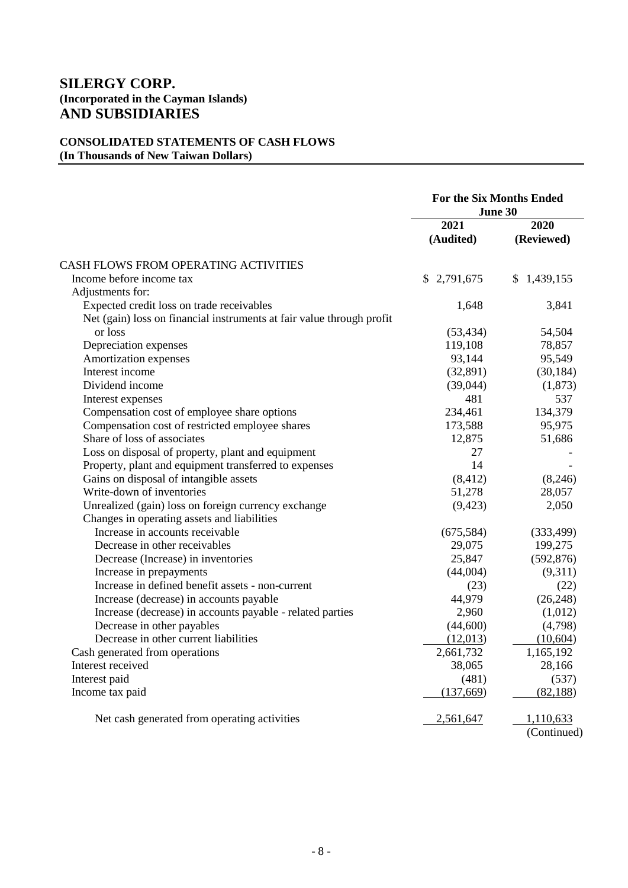# SILERGY CORP.
**(Incorporated in the Cayman Islands)**
## AND SUBSIDIARIES

**CONSOLIDATED STATEMENTS OF CASH FLOWS**
**(In Thousands of New Taiwan Dollars)**

| | For the Six Months Ended June 30 | |
|---|---|---|
| | 2021 (Audited) | 2020 (Reviewed) |
| CASH FLOWS FROM OPERATING ACTIVITIES | | |
| Income before income tax | $ 2,791,675 | $ 1,439,155 |
| Adjustments for: | | |
| Expected credit loss on trade receivables | 1,648 | 3,841 |
| Net (gain) loss on financial instruments at fair value through profit or loss | (53,434) | 54,504 |
| Depreciation expenses | 119,108 | 78,857 |
| Amortization expenses | 93,144 | 95,549 |
| Interest income | (32,891) | (30,184) |
| Dividend income | (39,044) | (1,873) |
| Interest expenses | 481 | 537 |
| Compensation cost of employee share options | 234,461 | 134,379 |
| Compensation cost of restricted employee shares | 173,588 | 95,975 |
| Share of loss of associates | 12,875 | 51,686 |
| Loss on disposal of property, plant and equipment | 27 | - |
| Property, plant and equipment transferred to expenses | 14 | - |
| Gains on disposal of intangible assets | (8,412) | (8,246) |
| Write-down of inventories | 51,278 | 28,057 |
| Unrealized (gain) loss on foreign currency exchange | (9,423) | 2,050 |
| Changes in operating assets and liabilities | | |
| Increase in accounts receivable | (675,584) | (333,499) |
| Decrease in other receivables | 29,075 | 199,275 |
| Decrease (Increase) in inventories | 25,847 | (592,876) |
| Increase in prepayments | (44,004) | (9,311) |
| Increase in defined benefit assets - non-current | (23) | (22) |
| Increase (decrease) in accounts payable | 44,979 | (26,248) |
| Increase (decrease) in accounts payable - related parties | 2,960 | (1,012) |
| Decrease in other payables | (44,600) | (4,798) |
| Decrease in other current liabilities | (12,013) | (10,604) |
| Cash generated from operations | 2,661,732 | 1,165,192 |
| Interest received | 38,065 | 28,166 |
| Interest paid | (481) | (537) |
| Income tax paid | (137,669) | (82,188) |
| Net cash generated from operating activities | 2,561,647 | 1,110,633 |

(Continued)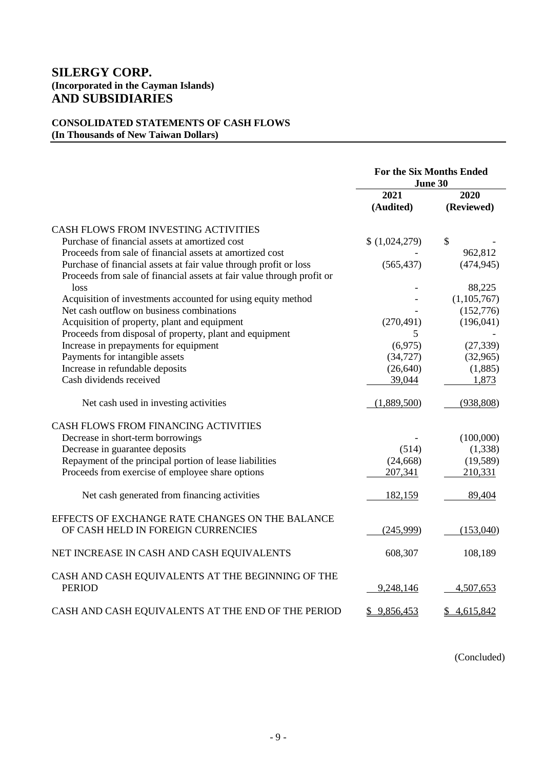# SILERGY CORP.
**(Incorporated in the Cayman Islands)**
# AND SUBSIDIARIES

**CONSOLIDATED STATEMENTS OF CASH FLOWS**
**(In Thousands of New Taiwan Dollars)**

| | For the Six Months Ended June 30 | |
|---|---|---|
| | 2021 (Audited) | 2020 (Reviewed) |
| CASH FLOWS FROM INVESTING ACTIVITIES | | |
| Purchase of financial assets at amortized cost | $ (1,024,279) | $ - |
| Proceeds from sale of financial assets at amortized cost | - | 962,812 |
| Purchase of financial assets at fair value through profit or loss | (565,437) | (474,945) |
| Proceeds from sale of financial assets at fair value through profit or loss | - | 88,225 |
| Acquisition of investments accounted for using equity method | - | (1,105,767) |
| Net cash outflow on business combinations | - | (152,776) |
| Acquisition of property, plant and equipment | (270,491) | (196,041) |
| Proceeds from disposal of property, plant and equipment | 5 | - |
| Increase in prepayments for equipment | (6,975) | (27,339) |
| Payments for intangible assets | (34,727) | (32,965) |
| Increase in refundable deposits | (26,640) | (1,885) |
| Cash dividends received | 39,044 | 1,873 |
| Net cash used in investing activities | (1,889,500) | (938,808) |
| CASH FLOWS FROM FINANCING ACTIVITIES | | |
| Decrease in short-term borrowings | - | (100,000) |
| Decrease in guarantee deposits | (514) | (1,338) |
| Repayment of the principal portion of lease liabilities | (24,668) | (19,589) |
| Proceeds from exercise of employee share options | 207,341 | 210,331 |
| Net cash generated from financing activities | 182,159 | 89,404 |
| EFFECTS OF EXCHANGE RATE CHANGES ON THE BALANCE OF CASH HELD IN FOREIGN CURRENCIES | (245,999) | (153,040) |
| NET INCREASE IN CASH AND CASH EQUIVALENTS | 608,307 | 108,189 |
| CASH AND CASH EQUIVALENTS AT THE BEGINNING OF THE PERIOD | 9,248,146 | 4,507,653 |
| CASH AND CASH EQUIVALENTS AT THE END OF THE PERIOD | $ 9,856,453 | $ 4,615,842 |

(Concluded)